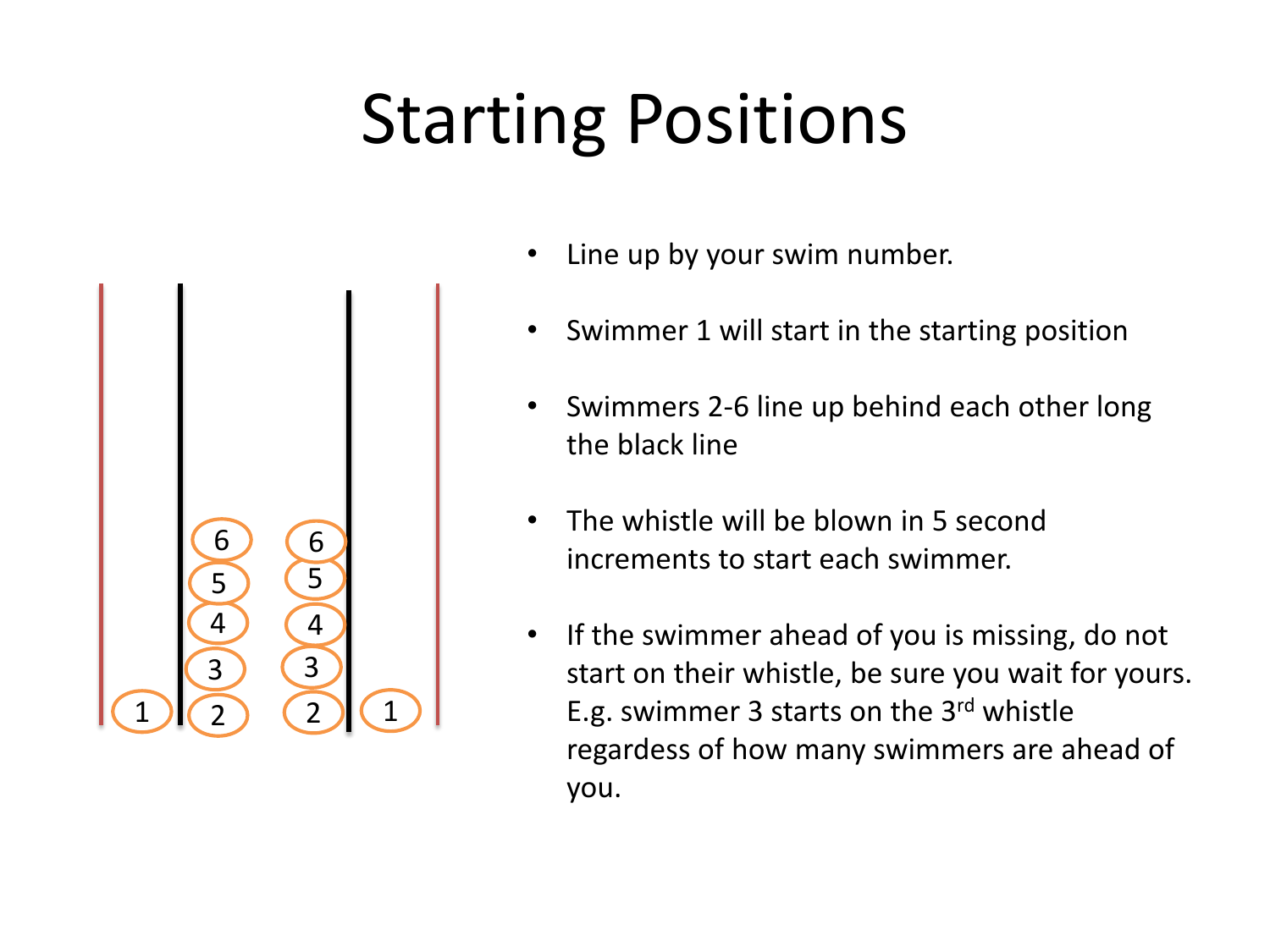# Starting Positions

- Line up by your swim number.
- Swimmer 1 will start in the starting position
- Swimmers 2-6 line up behind each other long the black line
- The whistle will be blown in 5 second increments to start each swimmer.
- If the swimmer ahead of you is missing, do not start on their whistle, be sure you wait for yours. E.g. swimmer 3 starts on the 3rd whistle regardess of how many swimmers are ahead of you.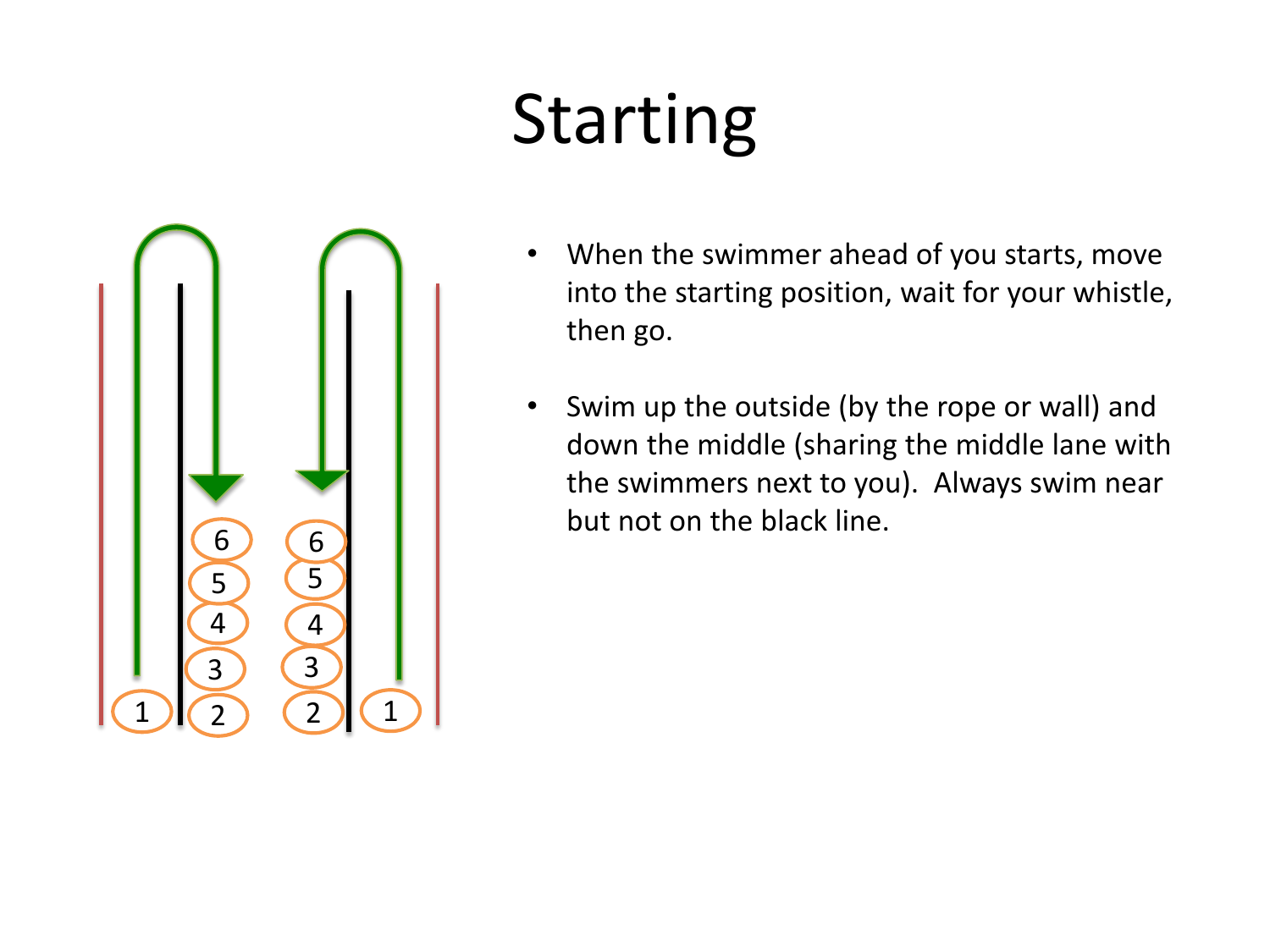# Starting

- When the swimmer ahead of you starts, move into the starting position, wait for your whistle, then go.
- Swim up the outside (by the rope or wall) and down the middle (sharing the middle lane with the swimmers next to you). Always swim near but not on the black line.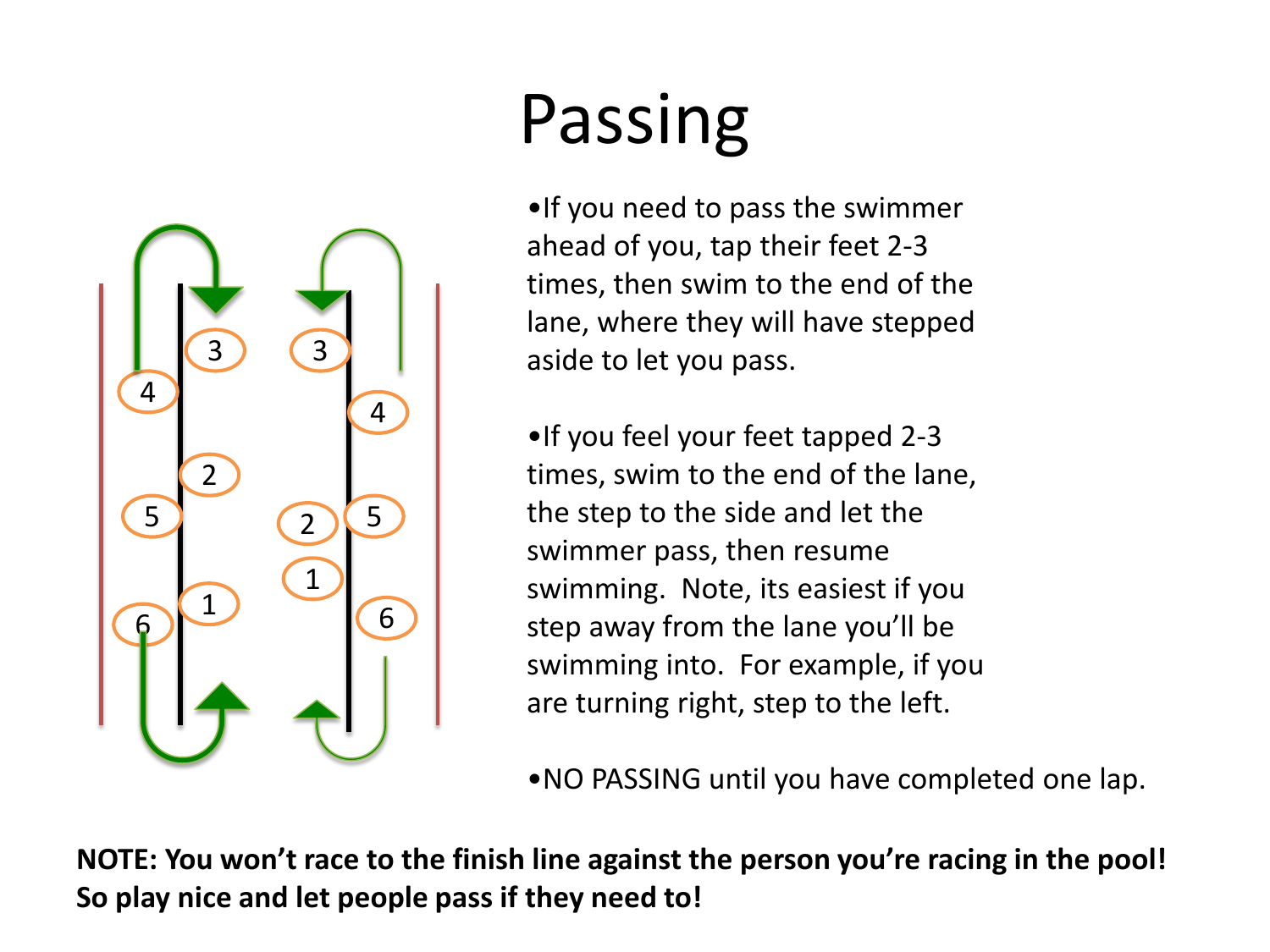# Passing

3
4
2
5
1
6
3
4
2
5
1
6

- If you need to pass the swimmer ahead of you, tap their feet 2-3 times, then swim to the end of the lane, where they will have stepped aside to let you pass.

- If you feel your feet tapped 2-3 times, swim to the end of the lane, the step to the side and let the swimmer pass, then resume swimming. Note, its easiest if you step away from the lane you'll be swimming into. For example, if you are turning right, step to the left.

- NO PASSING until you have completed one lap.

**NOTE: You won't race to the finish line against the person you're racing in the pool! So play nice and let people pass if they need to!**